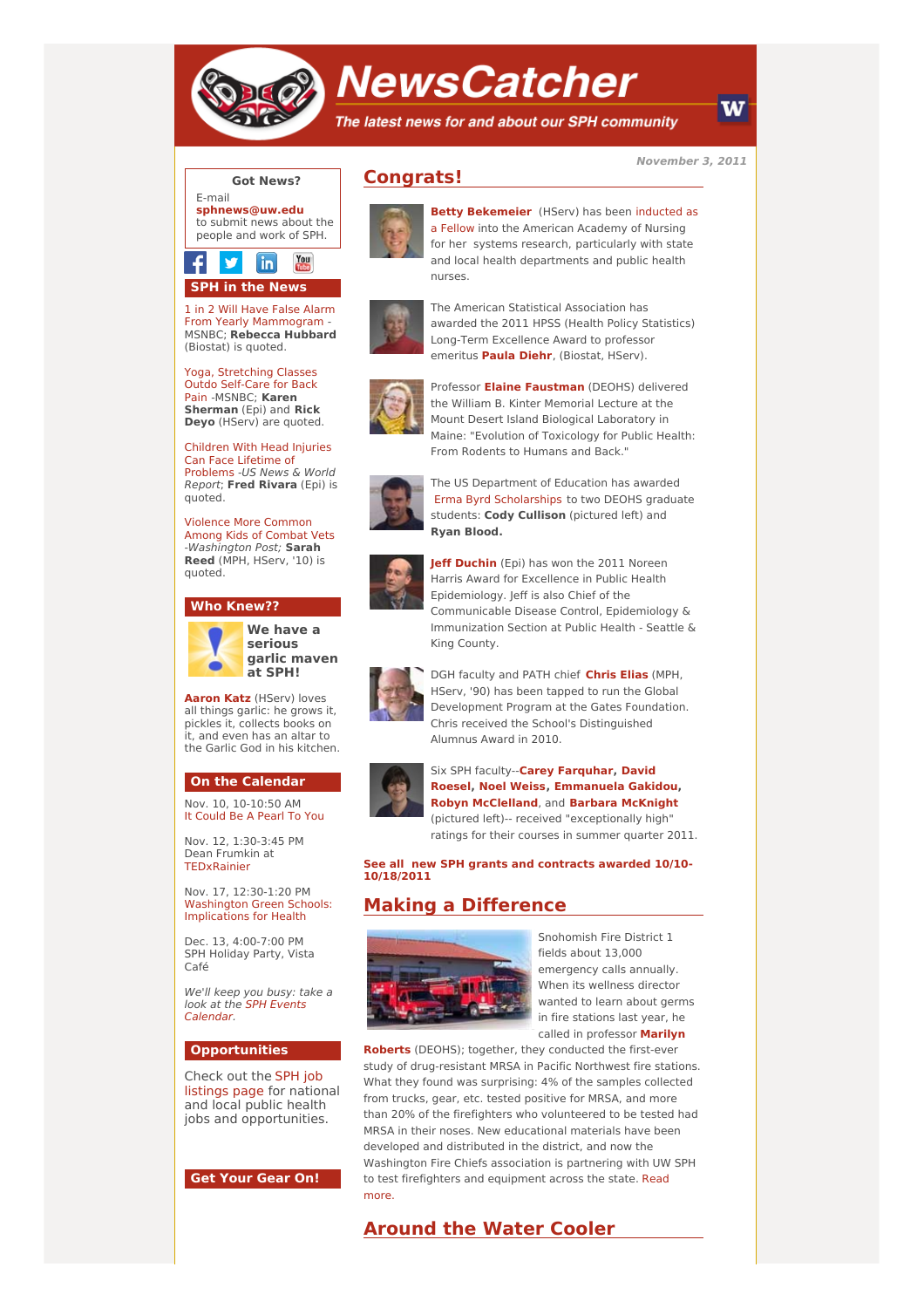# NewsCatcher

*The latest news for and about our SPH community*

*November 3, 2011*

## Congrats!

**Betty Bekemeier** (HServ) has been inducted as a Fellow into the American Academy of Nursing for her systems research, particularly with state and local health departments and public health nurses.

The American Statistical Association has awarded the 2011 HPSS (Health Policy Statistics) Long-Term Excellence Award to professor emeritus **Paula Diehr**, (Biostat, HServ).

Professor **Elaine Faustman** (DEOHS) delivered the William B. Kinter Memorial Lecture at the Mount Desert Island Biological Laboratory in Maine: "Evolution of Toxicology for Public Health: From Rodents to Humans and Back."

The US Department of Education has awarded Erma Byrd Scholarships to two DEOHS graduate students: **Cody Cullison** (pictured left) and **Ryan Blood.**

**Jeff Duchin** (Epi) has won the 2011 Noreen Harris Award for Excellence in Public Health Epidemiology. Jeff is also Chief of the Communicable Disease Control, Epidemiology & Immunization Section at Public Health - Seattle & King County.

DGH faculty and PATH chief **Chris Elias** (MPH, HServ, '90) has been tapped to run the Global Development Program at the Gates Foundation. Chris received the School's Distinguished Alumnus Award in 2010.

Six SPH faculty--**Carey Farquhar, David Roesel, Noel Weiss, Emmanuela Gakidou, Robyn McClelland**, and **Barbara McKnight** (pictured left)-- received "exceptionally high" ratings for their courses in summer quarter 2011.

**See all new SPH grants and contracts awarded 10/10-10/18/2011**

## Making a Difference

Snohomish Fire District 1 fields about 13,000 emergency calls annually. When its wellness director wanted to learn about germs in fire stations last year, he called in professor **Marilyn Roberts** (DEOHS); together, they conducted the first-ever study of drug-resistant MRSA in Pacific Northwest fire stations. What they found was surprising: 4% of the samples collected from trucks, gear, etc. tested positive for MRSA, and more than 20% of the firefighters who volunteered to be tested had MRSA in their noses. New educational materials have been developed and distributed in the district, and now the Washington Fire Chiefs association is partnering with UW SPH to test firefighters and equipment across the state. Read more.

## Around the Water Cooler

### Got News?

E-mail **sphnews@uw.edu** to submit news about the people and work of SPH.

### SPH in the News

1 in 2 Will Have False Alarm From Yearly Mammogram - MSNBC; **Rebecca Hubbard** (Biostat) is quoted.

Yoga, Stretching Classes Outdo Self-Care for Back Pain -MSNBC; **Karen Sherman** (Epi) and **Rick Deyo** (HServ) are quoted.

Children With Head Injuries Can Face Lifetime of Problems -*US News & World Report*; **Fred Rivara** (Epi) is quoted.

Violence More Common Among Kids of Combat Vets -*Washington Post;* **Sarah Reed** (MPH, HServ, '10) is quoted.

### Who Knew??

**We have a serious garlic maven at SPH!**

**Aaron Katz** (HServ) loves all things garlic: he grows it, pickles it, collects books on it, and even has an altar to the Garlic God in his kitchen.

### On the Calendar

Nov. 10, 10-10:50 AM
It Could Be A Pearl To You

Nov. 12, 1:30-3:45 PM
Dean Frumkin at TEDxRainier

Nov. 17, 12:30-1:20 PM
Washington Green Schools: Implications for Health

Dec. 13, 4:00-7:00 PM
SPH Holiday Party, Vista Café

*We'll keep you busy: take a look at the SPH Events Calendar.*

### Opportunities

Check out the SPH job listings page for national and local public health jobs and opportunities.

### Get Your Gear On!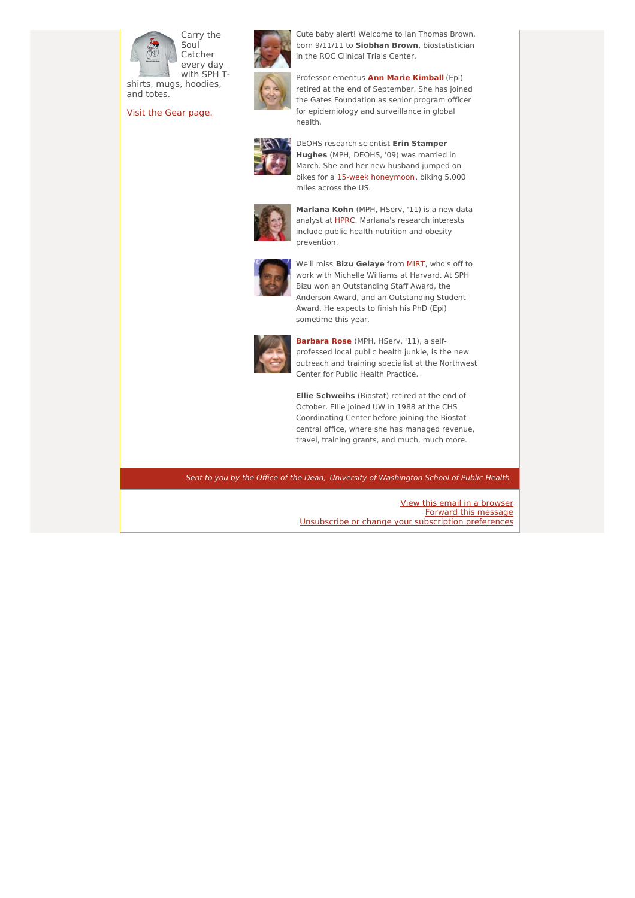Carry the Soul Catcher every day with SPH T-shirts, mugs, hoodies, and totes.

Visit the Gear page.

Cute baby alert! Welcome to Ian Thomas Brown, born 9/11/11 to **Siobhan Brown**, biostatistician in the ROC Clinical Trials Center.

Professor emeritus **Ann Marie Kimball** (Epi) retired at the end of September. She has joined the Gates Foundation as senior program officer for epidemiology and surveillance in global health.

DEOHS research scientist **Erin Stamper Hughes** (MPH, DEOHS, '09) was married in March. She and her new husband jumped on bikes for a 15-week honeymoon, biking 5,000 miles across the US.

**Marlana Kohn** (MPH, HServ, '11) is a new data analyst at HPRC. Marlana's research interests include public health nutrition and obesity prevention.

We'll miss **Bizu Gelaye** from MIRT, who's off to work with Michelle Williams at Harvard. At SPH Bizu won an Outstanding Staff Award, the Anderson Award, and an Outstanding Student Award. He expects to finish his PhD (Epi) sometime this year.

**Barbara Rose** (MPH, HServ, '11), a self-professed local public health junkie, is the new outreach and training specialist at the Northwest Center for Public Health Practice.

**Ellie Schweihs** (Biostat) retired at the end of October. Ellie joined UW in 1988 at the CHS Coordinating Center before joining the Biostat central office, where she has managed revenue, travel, training grants, and much, much more.

*Sent to you by the Office of the Dean, University of Washington School of Public Health*

View this email in a browser
Forward this message
Unsubscribe or change your subscription preferences